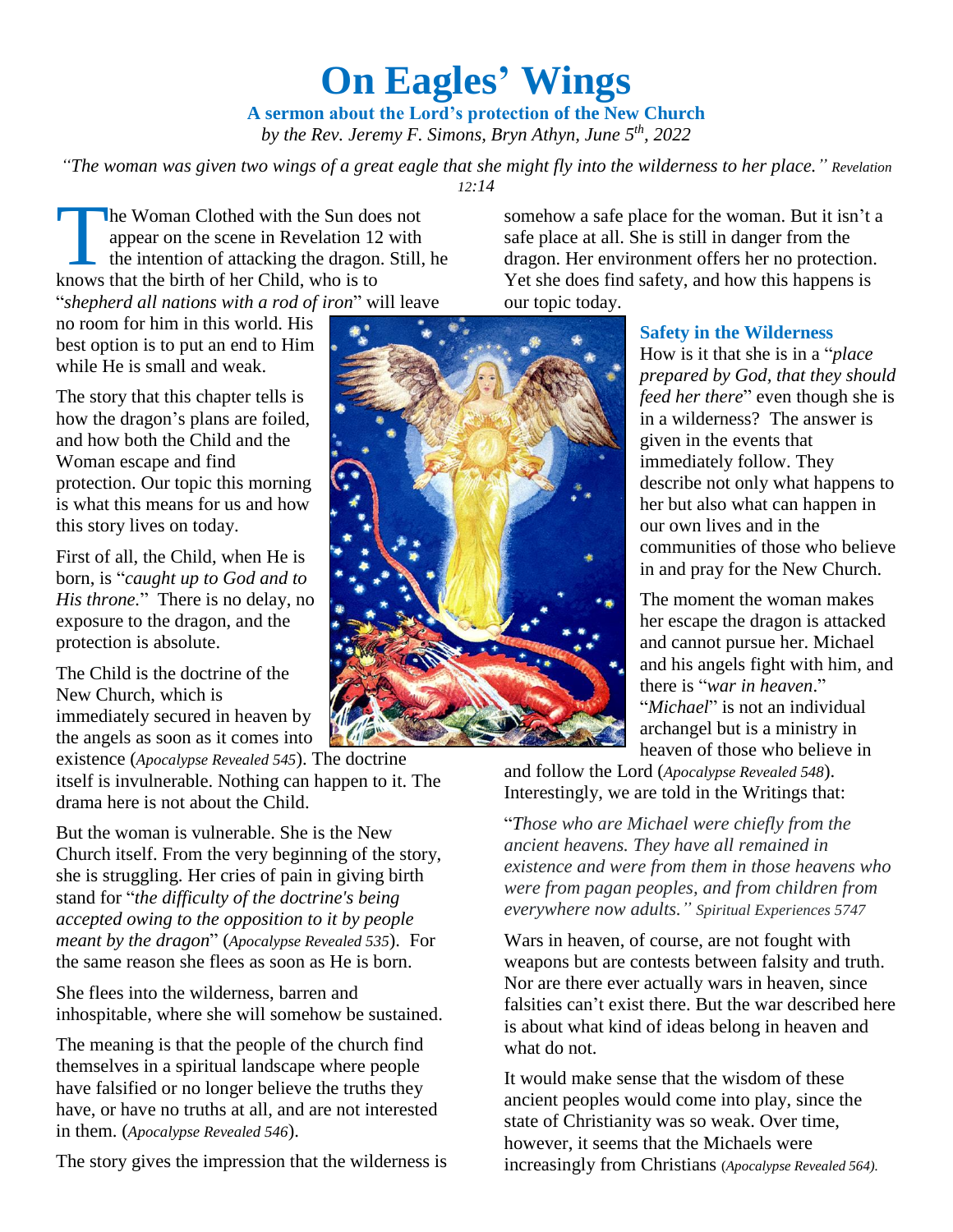# On Eagles' Wings

**A sermon about the Lord's protection of the New Church**

*by the Rev. Jeremy F. Simons, Bryn Athyn, June 5th, 2022*

*"The woman was given two wings of a great eagle that she might fly into the wilderness to her place."* Revelation 12:14

The Woman Clothed with the Sun does not appear on the scene in Revelation 12 with the intention of attacking the dragon. Still, he knows that the birth of her Child, who is to "*shepherd all nations with a rod of iron*" will leave no room for him in this world. His best option is to put an end to Him while He is small and weak.

The story that this chapter tells is how the dragon's plans are foiled, and how both the Child and the Woman escape and find protection. Our topic this morning is what this means for us and how this story lives on today.

First of all, the Child, when He is born, is "*caught up to God and to His throne.*" There is no delay, no exposure to the dragon, and the protection is absolute.

The Child is the doctrine of the New Church, which is immediately secured in heaven by the angels as soon as it comes into existence (*Apocalypse Revealed 545*). The doctrine itself is invulnerable. Nothing can happen to it. The drama here is not about the Child.

But the woman is vulnerable. She is the New Church itself. From the very beginning of the story, she is struggling. Her cries of pain in giving birth stand for "*the difficulty of the doctrine's being accepted owing to the opposition to it by people meant by the dragon*" (*Apocalypse Revealed 535*). For the same reason she flees as soon as He is born.

She flees into the wilderness, barren and inhospitable, where she will somehow be sustained.

The meaning is that the people of the church find themselves in a spiritual landscape where people have falsified or no longer believe the truths they have, or have no truths at all, and are not interested in them. (*Apocalypse Revealed 546*).

The story gives the impression that the wilderness is somehow a safe place for the woman. But it isn't a safe place at all. She is still in danger from the dragon. Her environment offers her no protection. Yet she does find safety, and how this happens is our topic today.

### Safety in the Wilderness

How is it that she is in a "*place prepared by God, that they should feed her there*" even though she is in a wilderness? The answer is given in the events that immediately follow. They describe not only what happens to her but also what can happen in our own lives and in the communities of those who believe in and pray for the New Church.

The moment the woman makes her escape the dragon is attacked and cannot pursue her. Michael and his angels fight with him, and there is "*war in heaven*." "*Michael*" is not an individual archangel but is a ministry in heaven of those who believe in and follow the Lord (*Apocalypse Revealed 548*). Interestingly, we are told in the Writings that:

"*Those who are Michael were chiefly from the ancient heavens. They have all remained in existence and were from them in those heavens who were from pagan peoples, and from children from everywhere now adults."* Spiritual Experiences 5747

Wars in heaven, of course, are not fought with weapons but are contests between falsity and truth. Nor are there ever actually wars in heaven, since falsities can't exist there. But the war described here is about what kind of ideas belong in heaven and what do not.

It would make sense that the wisdom of these ancient peoples would come into play, since the state of Christianity was so weak. Over time, however, it seems that the Michaels were increasingly from Christians (*Apocalypse Revealed 564).*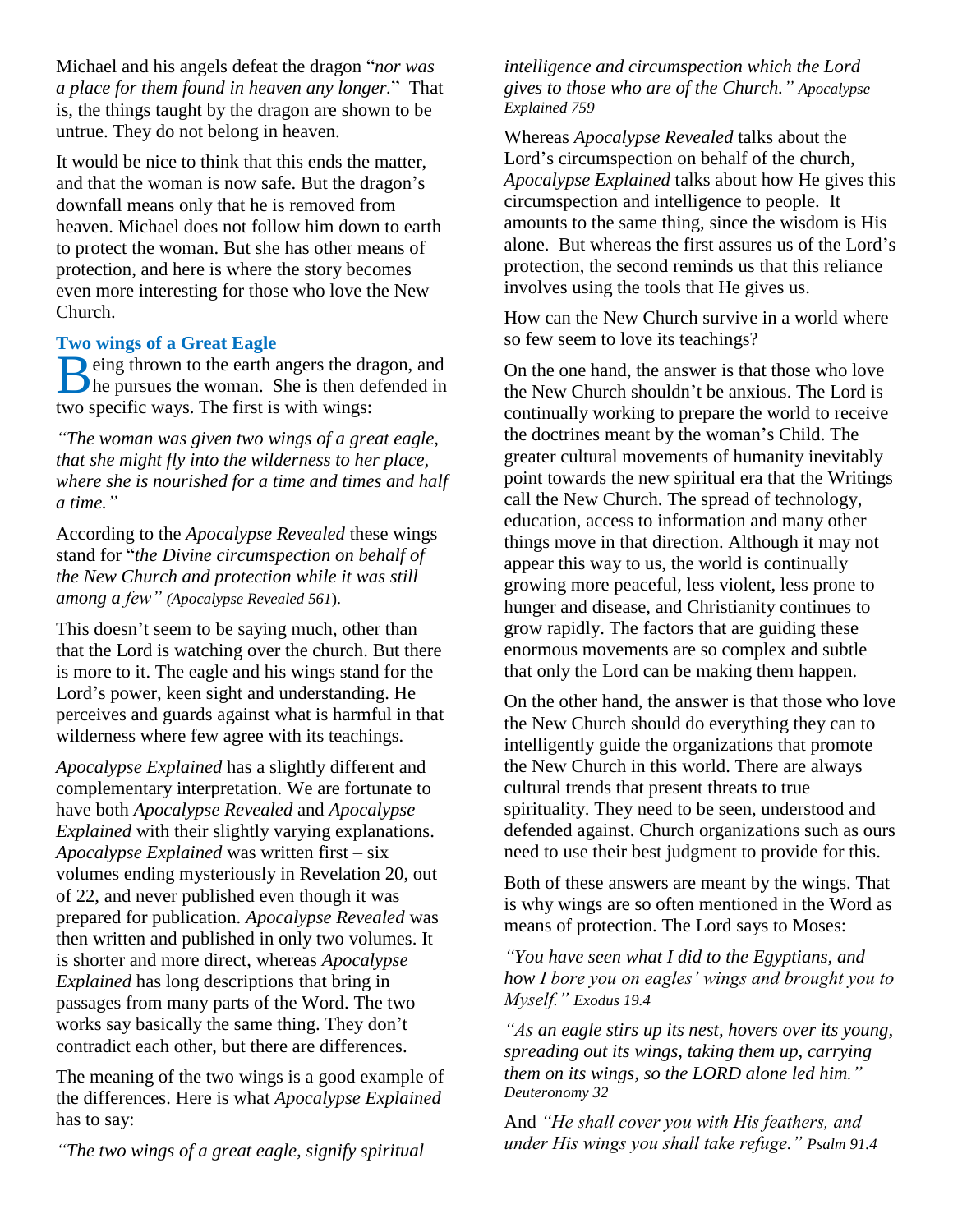Michael and his angels defeat the dragon "*nor was a place for them found in heaven any longer.*" That is, the things taught by the dragon are shown to be untrue. They do not belong in heaven.

It would be nice to think that this ends the matter, and that the woman is now safe. But the dragon's downfall means only that he is removed from heaven. Michael does not follow him down to earth to protect the woman. But she has other means of protection, and here is where the story becomes even more interesting for those who love the New Church.

## Two wings of a Great Eagle

Being thrown to the earth angers the dragon, and he pursues the woman. She is then defended in two specific ways. The first is with wings:

*"The woman was given two wings of a great eagle, that she might fly into the wilderness to her place, where she is nourished for a time and times and half a time."*

According to the *Apocalypse Revealed* these wings stand for "*the Divine circumspection on behalf of the New Church and protection while it was still among a few" (Apocalypse Revealed 561*).

This doesn't seem to be saying much, other than that the Lord is watching over the church. But there is more to it. The eagle and his wings stand for the Lord's power, keen sight and understanding. He perceives and guards against what is harmful in that wilderness where few agree with its teachings.

*Apocalypse Explained* has a slightly different and complementary interpretation. We are fortunate to have both *Apocalypse Revealed* and *Apocalypse Explained* with their slightly varying explanations. *Apocalypse Explained* was written first – six volumes ending mysteriously in Revelation 20, out of 22, and never published even though it was prepared for publication. *Apocalypse Revealed* was then written and published in only two volumes. It is shorter and more direct, whereas *Apocalypse Explained* has long descriptions that bring in passages from many parts of the Word. The two works say basically the same thing. They don't contradict each other, but there are differences.

The meaning of the two wings is a good example of the differences. Here is what *Apocalypse Explained* has to say:

*"The two wings of a great eagle, signify spiritual intelligence and circumspection which the Lord gives to those who are of the Church." Apocalypse Explained 759*

Whereas *Apocalypse Revealed* talks about the Lord's circumspection on behalf of the church, *Apocalypse Explained* talks about how He gives this circumspection and intelligence to people. It amounts to the same thing, since the wisdom is His alone. But whereas the first assures us of the Lord's protection, the second reminds us that this reliance involves using the tools that He gives us.

How can the New Church survive in a world where so few seem to love its teachings?

On the one hand, the answer is that those who love the New Church shouldn't be anxious. The Lord is continually working to prepare the world to receive the doctrines meant by the woman's Child. The greater cultural movements of humanity inevitably point towards the new spiritual era that the Writings call the New Church. The spread of technology, education, access to information and many other things move in that direction. Although it may not appear this way to us, the world is continually growing more peaceful, less violent, less prone to hunger and disease, and Christianity continues to grow rapidly. The factors that are guiding these enormous movements are so complex and subtle that only the Lord can be making them happen.

On the other hand, the answer is that those who love the New Church should do everything they can to intelligently guide the organizations that promote the New Church in this world. There are always cultural trends that present threats to true spirituality. They need to be seen, understood and defended against. Church organizations such as ours need to use their best judgment to provide for this.

Both of these answers are meant by the wings. That is why wings are so often mentioned in the Word as means of protection. The Lord says to Moses:

*"You have seen what I did to the Egyptians, and how I bore you on eagles' wings and brought you to Myself." Exodus 19.4*

*"As an eagle stirs up its nest, hovers over its young, spreading out its wings, taking them up, carrying them on its wings, so the LORD alone led him." Deuteronomy 32*

And *"He shall cover you with His feathers, and under His wings you shall take refuge." Psalm 91.4*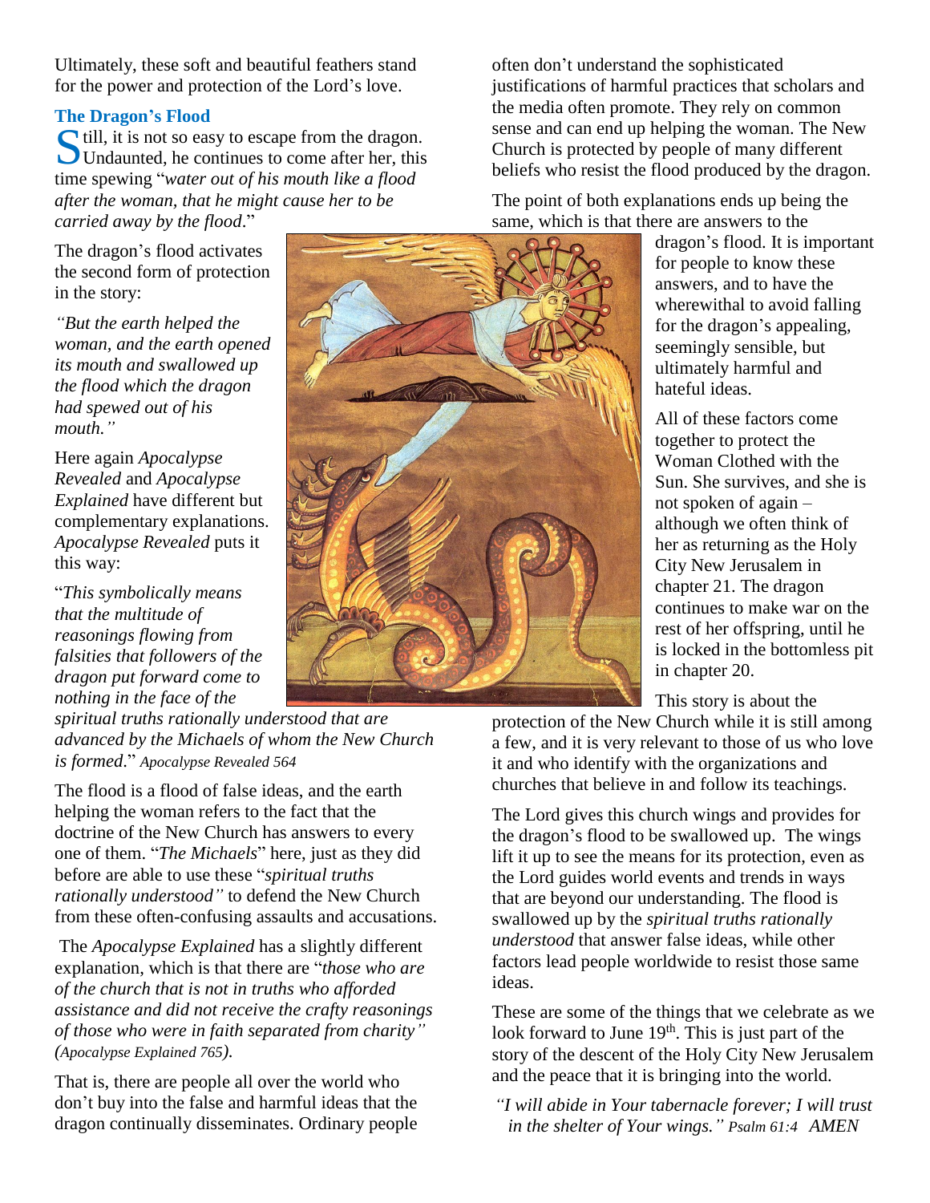Ultimately, these soft and beautiful feathers stand for the power and protection of the Lord's love.

### The Dragon's Flood

Still, it is not so easy to escape from the dragon. Undaunted, he continues to come after her, this time spewing "*water out of his mouth like a flood after the woman, that he might cause her to be carried away by the flood*."

The dragon's flood activates the second form of protection in the story:

*"But the earth helped the woman, and the earth opened its mouth and swallowed up the flood which the dragon had spewed out of his mouth."*

Here again *Apocalypse Revealed* and *Apocalypse Explained* have different but complementary explanations. *Apocalypse Revealed* puts it this way:

"*This symbolically means that the multitude of reasonings flowing from falsities that followers of the dragon put forward come to nothing in the face of the spiritual truths rationally understood that are advanced by the Michaels of whom the New Church is formed*." *Apocalypse Revealed 564*

The flood is a flood of false ideas, and the earth helping the woman refers to the fact that the doctrine of the New Church has answers to every one of them. "*The Michaels*" here, just as they did before are able to use these "*spiritual truths rationally understood"* to defend the New Church from these often-confusing assaults and accusations.

The *Apocalypse Explained* has a slightly different explanation, which is that there are "*those who are of the church that is not in truths who afforded assistance and did not receive the crafty reasonings of those who were in faith separated from charity"* (*Apocalypse Explained 765*).

That is, there are people all over the world who don't buy into the false and harmful ideas that the dragon continually disseminates. Ordinary people often don't understand the sophisticated justifications of harmful practices that scholars and the media often promote. They rely on common sense and can end up helping the woman. The New Church is protected by people of many different beliefs who resist the flood produced by the dragon.

The point of both explanations ends up being the same, which is that there are answers to the dragon's flood. It is important for people to know these answers, and to have the wherewithal to avoid falling for the dragon's appealing, seemingly sensible, but ultimately harmful and hateful ideas.

All of these factors come together to protect the Woman Clothed with the Sun. She survives, and she is not spoken of again – although we often think of her as returning as the Holy City New Jerusalem in chapter 21. The dragon continues to make war on the rest of her offspring, until he is locked in the bottomless pit in chapter 20.

This story is about the protection of the New Church while it is still among a few, and it is very relevant to those of us who love it and who identify with the organizations and churches that believe in and follow its teachings.

The Lord gives this church wings and provides for the dragon's flood to be swallowed up. The wings lift it up to see the means for its protection, even as the Lord guides world events and trends in ways that are beyond our understanding. The flood is swallowed up by the *spiritual truths rationally understood* that answer false ideas, while other factors lead people worldwide to resist those same ideas.

These are some of the things that we celebrate as we look forward to June 19th. This is just part of the story of the descent of the Holy City New Jerusalem and the peace that it is bringing into the world.

*"I will abide in Your tabernacle forever; I will trust in the shelter of Your wings." Psalm 61:4 AMEN*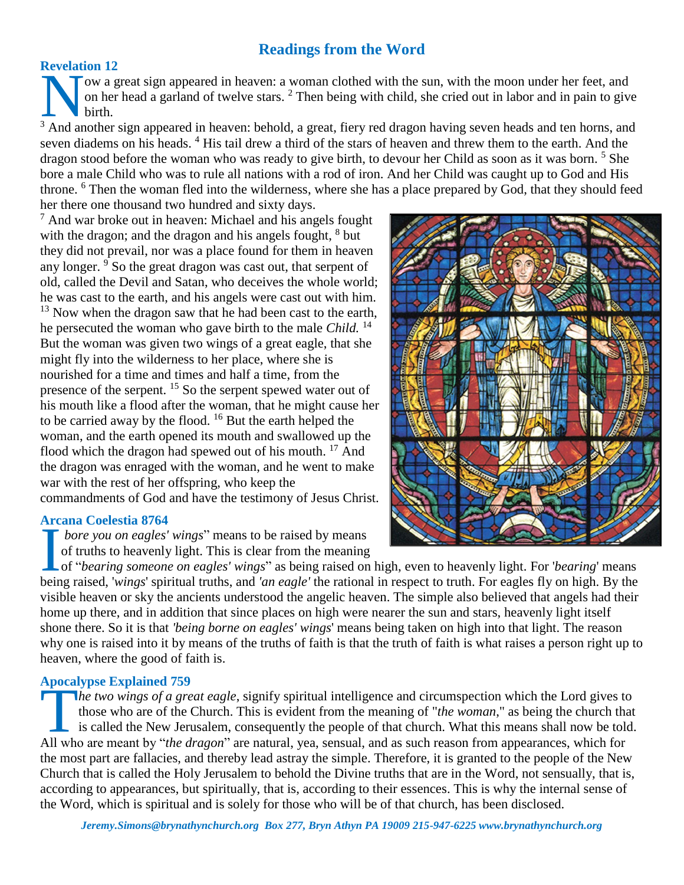# Readings from the Word

## Revelation 12

Now a great sign appeared in heaven: a woman clothed with the sun, with the moon under her feet, and on her head a garland of twelve stars. [2] Then being with child, she cried out in labor and in pain to give birth.

[3] And another sign appeared in heaven: behold, a great, fiery red dragon having seven heads and ten horns, and seven diadems on his heads. [4] His tail drew a third of the stars of heaven and threw them to the earth. And the dragon stood before the woman who was ready to give birth, to devour her Child as soon as it was born. [5] She bore a male Child who was to rule all nations with a rod of iron. And her Child was caught up to God and His throne. [6] Then the woman fled into the wilderness, where she has a place prepared by God, that they should feed her there one thousand two hundred and sixty days.

[7] And war broke out in heaven: Michael and his angels fought with the dragon; and the dragon and his angels fought, [8] but they did not prevail, nor was a place found for them in heaven any longer. [9] So the great dragon was cast out, that serpent of old, called the Devil and Satan, who deceives the whole world; he was cast to the earth, and his angels were cast out with him. [13] Now when the dragon saw that he had been cast to the earth, he persecuted the woman who gave birth to the male *Child.* [14] But the woman was given two wings of a great eagle, that she might fly into the wilderness to her place, where she is nourished for a time and times and half a time, from the presence of the serpent. [15] So the serpent spewed water out of his mouth like a flood after the woman, that he might cause her to be carried away by the flood. [16] But the earth helped the woman, and the earth opened its mouth and swallowed up the flood which the dragon had spewed out of his mouth. [17] And the dragon was enraged with the woman, and he went to make war with the rest of her offspring, who keep the commandments of God and have the testimony of Jesus Christ.

## Arcana Coelestia 8764

"*I bore you on eagles' wings*" means to be raised by means of truths to heavenly light. This is clear from the meaning of "*bearing someone on eagles' wings*" as being raised on high, even to heavenly light. For '*bearing*' means being raised, '*wings*' spiritual truths, and *'an eagle'* the rational in respect to truth. For eagles fly on high. By the visible heaven or sky the ancients understood the angelic heaven. The simple also believed that angels had their home up there, and in addition that since places on high were nearer the sun and stars, heavenly light itself shone there. So it is that *'being borne on eagles' wings*' means being taken on high into that light. The reason why one is raised into it by means of the truths of faith is that the truth of faith is what raises a person right up to heaven, where the good of faith is.

## Apocalypse Explained 759

*The two wings of a great eagle*, signify spiritual intelligence and circumspection which the Lord gives to those who are of the Church. This is evident from the meaning of "*the woman*," as being the church that is called the New Jerusalem, consequently the people of that church. What this means shall now be told. All who are meant by "*the dragon*" are natural, yea, sensual, and as such reason from appearances, which for the most part are fallacies, and thereby lead astray the simple. Therefore, it is granted to the people of the New Church that is called the Holy Jerusalem to behold the Divine truths that are in the Word, not sensually, that is, according to appearances, but spiritually, that is, according to their essences. This is why the internal sense of the Word, which is spiritual and is solely for those who will be of that church, has been disclosed.

*Jeremy.Simons@brynathynchurch.org Box 277, Bryn Athyn PA 19009 215-947-6225 www.brynathynchurch.org*